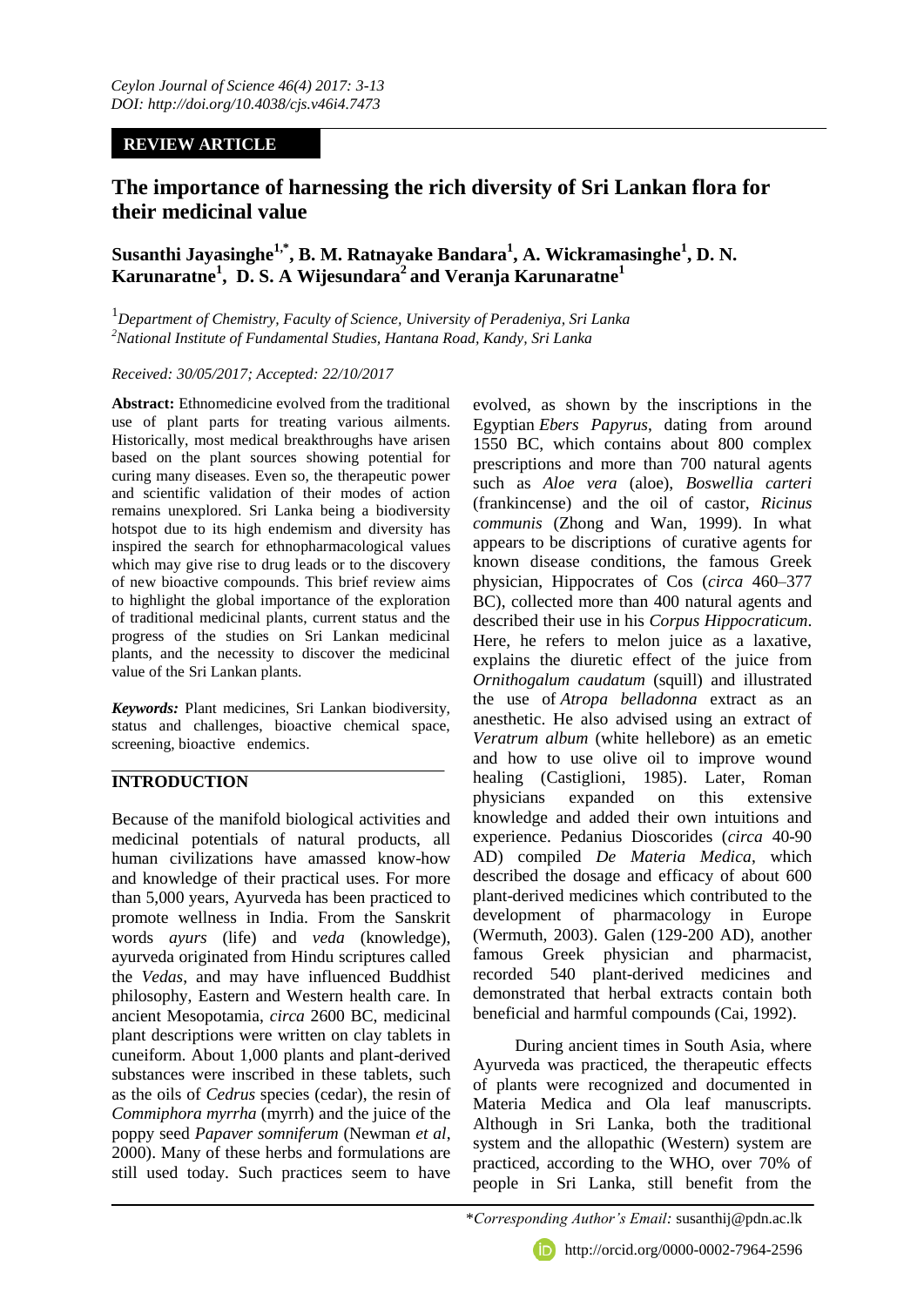*Ceylon Journal of Science 46(4) 2017: 3-13*
*DOI: http://doi.org/10.4038/cjs.v46i4.7473*

**REVIEW ARTICLE**

# The importance of harnessing the rich diversity of Sri Lankan flora for their medicinal value

**Susanthi Jayasinghe[1,*], B. M. Ratnayake Bandara[1], A. Wickramasinghe[1], D. N. Karunaratne[1], D. S. A Wijesundara[2] and Veranja Karunaratne[1]**

[1]*Department of Chemistry, Faculty of Science, University of Peradeniya, Sri Lanka*
[2]*National Institute of Fundamental Studies, Hantana Road, Kandy, Sri Lanka*

*Received: 30/05/2017; Accepted: 22/10/2017*

**Abstract:** Ethnomedicine evolved from the traditional use of plant parts for treating various ailments. Historically, most medical breakthroughs have arisen based on the plant sources showing potential for curing many diseases. Even so, the therapeutic power and scientific validation of their modes of action remains unexplored. Sri Lanka being a biodiversity hotspot due to its high endemism and diversity has inspired the search for ethnopharmacological values which may give rise to drug leads or to the discovery of new bioactive compounds. This brief review aims to highlight the global importance of the exploration of traditional medicinal plants, current status and the progress of the studies on Sri Lankan medicinal plants, and the necessity to discover the medicinal value of the Sri Lankan plants.

***Keywords:*** Plant medicines, Sri Lankan biodiversity, status and challenges, bioactive chemical space, screening, bioactive endemics.

## INTRODUCTION

Because of the manifold biological activities and medicinal potentials of natural products, all human civilizations have amassed know-how and knowledge of their practical uses. For more than 5,000 years, Ayurveda has been practiced to promote wellness in India. From the Sanskrit words *ayurs* (life) and *veda* (knowledge), ayurveda originated from Hindu scriptures called the *Vedas*, and may have influenced Buddhist philosophy, Eastern and Western health care. In ancient Mesopotamia, *circa* 2600 BC, medicinal plant descriptions were written on clay tablets in cuneiform. About 1,000 plants and plant-derived substances were inscribed in these tablets, such as the oils of *Cedrus* species (cedar), the resin of *Commiphora myrrha* (myrrh) and the juice of the poppy seed *Papaver somniferum* (Newman *et al*, 2000). Many of these herbs and formulations are still used today. Such practices seem to have evolved, as shown by the inscriptions in the Egyptian *Ebers Papyrus*, dating from around 1550 BC, which contains about 800 complex prescriptions and more than 700 natural agents such as *Aloe vera* (aloe), *Boswellia carteri* (frankincense) and the oil of castor, *Ricinus communis* (Zhong and Wan, 1999). In what appears to be descriptions of curative agents for known disease conditions, the famous Greek physician, Hippocrates of Cos (*circa* 460–377 BC), collected more than 400 natural agents and described their use in his *Corpus Hippocraticum*. Here, he refers to melon juice as a laxative, explains the diuretic effect of the juice from *Ornithogalum caudatum* (squill) and illustrated the use of *Atropa belladonna* extract as an anesthetic. He also advised using an extract of *Veratrum album* (white hellebore) as an emetic and how to use olive oil to improve wound healing (Castiglioni, 1985). Later, Roman physicians expanded on this extensive knowledge and added their own intuitions and experience. Pedanius Dioscorides (*circa* 40-90 AD) compiled *De Materia Medica*, which described the dosage and efficacy of about 600 plant-derived medicines which contributed to the development of pharmacology in Europe (Wermuth, 2003). Galen (129-200 AD), another famous Greek physician and pharmacist, recorded 540 plant-derived medicines and demonstrated that herbal extracts contain both beneficial and harmful compounds (Cai, 1992).

During ancient times in South Asia, where Ayurveda was practiced, the therapeutic effects of plants were recognized and documented in Materia Medica and Ola leaf manuscripts. Although in Sri Lanka, both the traditional system and the allopathic (Western) system are practiced, according to the WHO, over 70% of people in Sri Lanka, still benefit from the

*\*Corresponding Author's Email:* susanthij@pdn.ac.lk

http://orcid.org/0000-0002-7964-2596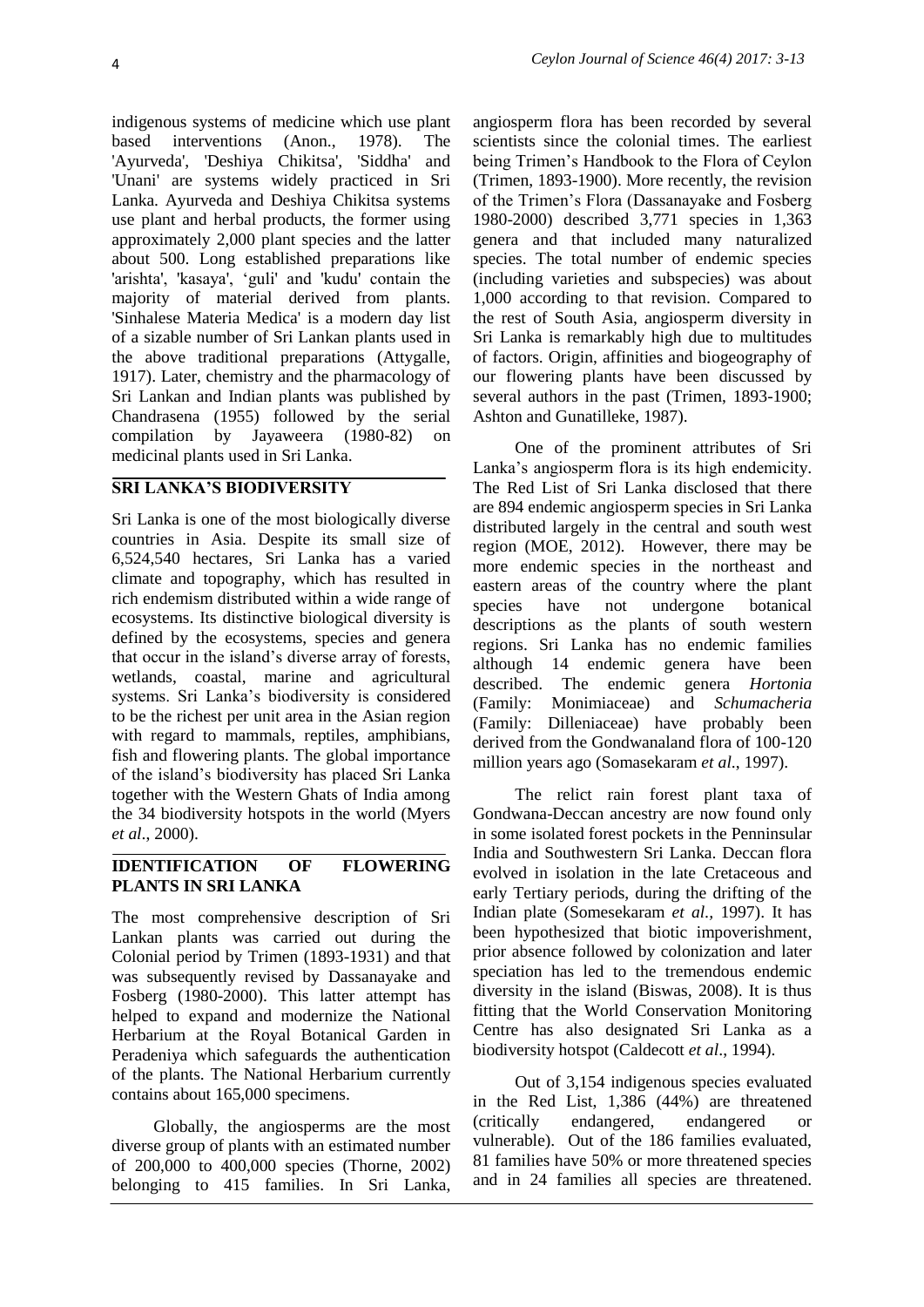indigenous systems of medicine which use plant based interventions (Anon., 1978). The 'Ayurveda', 'Deshiya Chikitsa', 'Siddha' and 'Unani' are systems widely practiced in Sri Lanka. Ayurveda and Deshiya Chikitsa systems use plant and herbal products, the former using approximately 2,000 plant species and the latter about 500. Long established preparations like 'arishta', 'kasaya', 'guli' and 'kudu' contain the majority of material derived from plants. 'Sinhalese Materia Medica' is a modern day list of a sizable number of Sri Lankan plants used in the above traditional preparations (Attygalle, 1917). Later, chemistry and the pharmacology of Sri Lankan and Indian plants was published by Chandrasena (1955) followed by the serial compilation by Jayaweera (1980-82) on medicinal plants used in Sri Lanka.

## SRI LANKA'S BIODIVERSITY

Sri Lanka is one of the most biologically diverse countries in Asia. Despite its small size of 6,524,540 hectares, Sri Lanka has a varied climate and topography, which has resulted in rich endemism distributed within a wide range of ecosystems. Its distinctive biological diversity is defined by the ecosystems, species and genera that occur in the island's diverse array of forests, wetlands, coastal, marine and agricultural systems. Sri Lanka's biodiversity is considered to be the richest per unit area in the Asian region with regard to mammals, reptiles, amphibians, fish and flowering plants. The global importance of the island's biodiversity has placed Sri Lanka together with the Western Ghats of India among the 34 biodiversity hotspots in the world (Myers *et al*., 2000).

## IDENTIFICATION OF FLOWERING PLANTS IN SRI LANKA

The most comprehensive description of Sri Lankan plants was carried out during the Colonial period by Trimen (1893-1931) and that was subsequently revised by Dassanayake and Fosberg (1980-2000). This latter attempt has helped to expand and modernize the National Herbarium at the Royal Botanical Garden in Peradeniya which safeguards the authentication of the plants. The National Herbarium currently contains about 165,000 specimens.

Globally, the angiosperms are the most diverse group of plants with an estimated number of 200,000 to 400,000 species (Thorne, 2002) belonging to 415 families. In Sri Lanka, angiosperm flora has been recorded by several scientists since the colonial times. The earliest being Trimen's Handbook to the Flora of Ceylon (Trimen, 1893-1900). More recently, the revision of the Trimen's Flora (Dassanayake and Fosberg 1980-2000) described 3,771 species in 1,363 genera and that included many naturalized species. The total number of endemic species (including varieties and subspecies) was about 1,000 according to that revision. Compared to the rest of South Asia, angiosperm diversity in Sri Lanka is remarkably high due to multitudes of factors. Origin, affinities and biogeography of our flowering plants have been discussed by several authors in the past (Trimen, 1893-1900; Ashton and Gunatilleke, 1987).

One of the prominent attributes of Sri Lanka's angiosperm flora is its high endemicity. The Red List of Sri Lanka disclosed that there are 894 endemic angiosperm species in Sri Lanka distributed largely in the central and south west region (MOE, 2012). However, there may be more endemic species in the northeast and eastern areas of the country where the plant species have not undergone botanical descriptions as the plants of south western regions. Sri Lanka has no endemic families although 14 endemic genera have been described. The endemic genera *Hortonia* (Family: Monimiaceae) and *Schumacheria* (Family: Dilleniaceae) have probably been derived from the Gondwanaland flora of 100-120 million years ago (Somasekaram *et al*., 1997).

The relict rain forest plant taxa of Gondwana-Deccan ancestry are now found only in some isolated forest pockets in the Penninsular India and Southwestern Sri Lanka. Deccan flora evolved in isolation in the late Cretaceous and early Tertiary periods, during the drifting of the Indian plate (Somesekaram *et al.*, 1997). It has been hypothesized that biotic impoverishment, prior absence followed by colonization and later speciation has led to the tremendous endemic diversity in the island (Biswas, 2008). It is thus fitting that the World Conservation Monitoring Centre has also designated Sri Lanka as a biodiversity hotspot (Caldecott *et al*., 1994).

Out of 3,154 indigenous species evaluated in the Red List, 1,386 (44%) are threatened (critically endangered, endangered or vulnerable). Out of the 186 families evaluated, 81 families have 50% or more threatened species and in 24 families all species are threatened.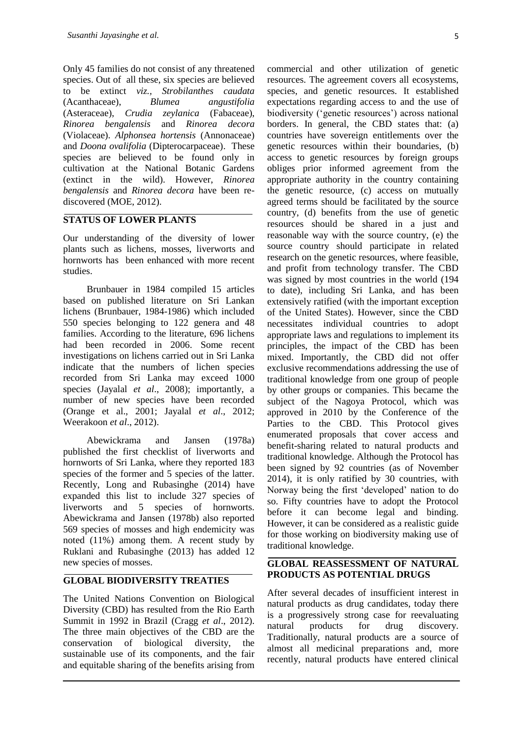Only 45 families do not consist of any threatened species. Out of all these, six species are believed to be extinct *viz.*, *Strobilanthes caudata* (Acanthaceae), *Blumea angustifolia* (Asteraceae), *Crudia zeylanica* (Fabaceae), *Rinorea bengalensis* and *Rinorea decora* (Violaceae). *Alphonsea hortensis* (Annonaceae) and *Doona ovalifolia* (Dipterocarpaceae). These species are believed to be found only in cultivation at the National Botanic Gardens (extinct in the wild). However, *Rinorea bengalensis* and *Rinorea decora* have been re-discovered (MOE, 2012).

## STATUS OF LOWER PLANTS

Our understanding of the diversity of lower plants such as lichens, mosses, liverworts and hornworts has been enhanced with more recent studies.

Brunbauer in 1984 compiled 15 articles based on published literature on Sri Lankan lichens (Brunbauer, 1984-1986) which included 550 species belonging to 122 genera and 48 families. According to the literature, 696 lichens had been recorded in 2006. Some recent investigations on lichens carried out in Sri Lanka indicate that the numbers of lichen species recorded from Sri Lanka may exceed 1000 species (Jayalal *et al*., 2008); importantly, a number of new species have been recorded (Orange et al., 2001; Jayalal *et al*., 2012; Weerakoon *et al*., 2012).

Abewickrama and Jansen (1978a) published the first checklist of liverworts and hornworts of Sri Lanka, where they reported 183 species of the former and 5 species of the latter. Recently, Long and Rubasinghe (2014) have expanded this list to include 327 species of liverworts and 5 species of hornworts. Abewickrama and Jansen (1978b) also reported 569 species of mosses and high endemicity was noted (11%) among them. A recent study by Ruklani and Rubasinghe (2013) has added 12 new species of mosses.

## GLOBAL BIODIVERSITY TREATIES

The United Nations Convention on Biological Diversity (CBD) has resulted from the Rio Earth Summit in 1992 in Brazil (Cragg *et al*., 2012). The three main objectives of the CBD are the conservation of biological diversity, the sustainable use of its components, and the fair and equitable sharing of the benefits arising from commercial and other utilization of genetic resources. The agreement covers all ecosystems, species, and genetic resources. It established expectations regarding access to and the use of biodiversity ('genetic resources') across national borders. In general, the CBD states that: (a) countries have sovereign entitlements over the genetic resources within their boundaries, (b) access to genetic resources by foreign groups obliges prior informed agreement from the appropriate authority in the country containing the genetic resource, (c) access on mutually agreed terms should be facilitated by the source country, (d) benefits from the use of genetic resources should be shared in a just and reasonable way with the source country, (e) the source country should participate in related research on the genetic resources, where feasible, and profit from technology transfer. The CBD was signed by most countries in the world (194 to date), including Sri Lanka, and has been extensively ratified (with the important exception of the United States). However, since the CBD necessitates individual countries to adopt appropriate laws and regulations to implement its principles, the impact of the CBD has been mixed. Importantly, the CBD did not offer exclusive recommendations addressing the use of traditional knowledge from one group of people by other groups or companies. This became the subject of the Nagoya Protocol, which was approved in 2010 by the Conference of the Parties to the CBD. This Protocol gives enumerated proposals that cover access and benefit-sharing related to natural products and traditional knowledge. Although the Protocol has been signed by 92 countries (as of November 2014), it is only ratified by 30 countries, with Norway being the first 'developed' nation to do so. Fifty countries have to adopt the Protocol before it can become legal and binding. However, it can be considered as a realistic guide for those working on biodiversity making use of traditional knowledge.

## GLOBAL REASSESSMENT OF NATURAL PRODUCTS AS POTENTIAL DRUGS

After several decades of insufficient interest in natural products as drug candidates, today there is a progressively strong case for reevaluating natural products for drug discovery. Traditionally, natural products are a source of almost all medicinal preparations and, more recently, natural products have entered clinical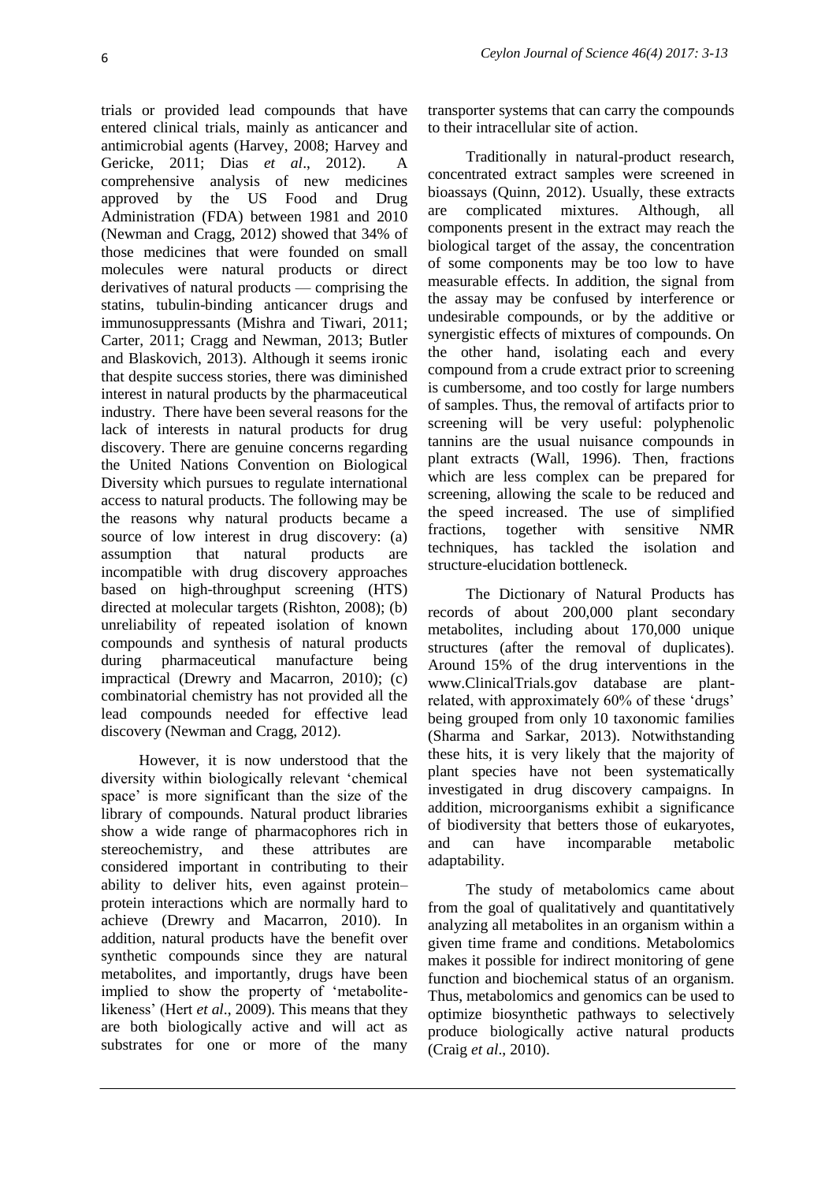trials or provided lead compounds that have entered clinical trials, mainly as anticancer and antimicrobial agents (Harvey, 2008; Harvey and Gericke, 2011; Dias *et al*., 2012). A comprehensive analysis of new medicines approved by the US Food and Drug Administration (FDA) between 1981 and 2010 (Newman and Cragg, 2012) showed that 34% of those medicines that were founded on small molecules were natural products or direct derivatives of natural products — comprising the statins, tubulin-binding anticancer drugs and immunosuppressants (Mishra and Tiwari, 2011; Carter, 2011; Cragg and Newman, 2013; Butler and Blaskovich, 2013). Although it seems ironic that despite success stories, there was diminished interest in natural products by the pharmaceutical industry. There have been several reasons for the lack of interests in natural products for drug discovery. There are genuine concerns regarding the United Nations Convention on Biological Diversity which pursues to regulate international access to natural products. The following may be the reasons why natural products became a source of low interest in drug discovery: (a) assumption that natural products are incompatible with drug discovery approaches based on high-throughput screening (HTS) directed at molecular targets (Rishton, 2008); (b) unreliability of repeated isolation of known compounds and synthesis of natural products during pharmaceutical manufacture being impractical (Drewry and Macarron, 2010); (c) combinatorial chemistry has not provided all the lead compounds needed for effective lead discovery (Newman and Cragg, 2012).

However, it is now understood that the diversity within biologically relevant 'chemical space' is more significant than the size of the library of compounds. Natural product libraries show a wide range of pharmacophores rich in stereochemistry, and these attributes are considered important in contributing to their ability to deliver hits, even against protein–protein interactions which are normally hard to achieve (Drewry and Macarron, 2010). In addition, natural products have the benefit over synthetic compounds since they are natural metabolites, and importantly, drugs have been implied to show the property of 'metabolite-likeness' (Hert *et al*., 2009). This means that they are both biologically active and will act as substrates for one or more of the many transporter systems that can carry the compounds to their intracellular site of action.

Traditionally in natural-product research, concentrated extract samples were screened in bioassays (Quinn, 2012). Usually, these extracts are complicated mixtures. Although, all components present in the extract may reach the biological target of the assay, the concentration of some components may be too low to have measurable effects. In addition, the signal from the assay may be confused by interference or undesirable compounds, or by the additive or synergistic effects of mixtures of compounds. On the other hand, isolating each and every compound from a crude extract prior to screening is cumbersome, and too costly for large numbers of samples. Thus, the removal of artifacts prior to screening will be very useful: polyphenolic tannins are the usual nuisance compounds in plant extracts (Wall, 1996). Then, fractions which are less complex can be prepared for screening, allowing the scale to be reduced and the speed increased. The use of simplified fractions, together with sensitive NMR techniques, has tackled the isolation and structure-elucidation bottleneck.

The Dictionary of Natural Products has records of about 200,000 plant secondary metabolites, including about 170,000 unique structures (after the removal of duplicates). Around 15% of the drug interventions in the www.ClinicalTrials.gov database are plant-related, with approximately 60% of these 'drugs' being grouped from only 10 taxonomic families (Sharma and Sarkar, 2013). Notwithstanding these hits, it is very likely that the majority of plant species have not been systematically investigated in drug discovery campaigns. In addition, microorganisms exhibit a significance of biodiversity that betters those of eukaryotes, and can have incomparable metabolic adaptability.

The study of metabolomics came about from the goal of qualitatively and quantitatively analyzing all metabolites in an organism within a given time frame and conditions. Metabolomics makes it possible for indirect monitoring of gene function and biochemical status of an organism. Thus, metabolomics and genomics can be used to optimize biosynthetic pathways to selectively produce biologically active natural products (Craig *et al*., 2010).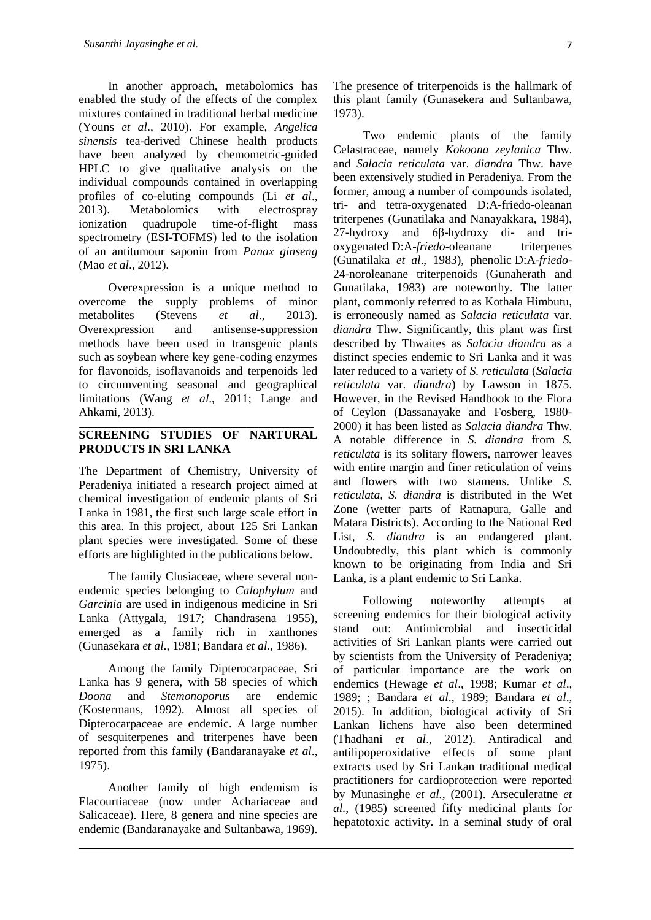In another approach, metabolomics has enabled the study of the effects of the complex mixtures contained in traditional herbal medicine (Youns *et al*., 2010). For example, *Angelica sinensis* tea-derived Chinese health products have been analyzed by chemometric-guided HPLC to give qualitative analysis on the individual compounds contained in overlapping profiles of co-eluting compounds (Li *et al*., 2013). Metabolomics with electrospray ionization quadrupole time-of-flight mass spectrometry (ESI-TOFMS) led to the isolation of an antitumour saponin from *Panax ginseng* (Mao *et al*., 2012).

Overexpression is a unique method to overcome the supply problems of minor metabolites (Stevens *et al*., 2013). Overexpression and antisense-suppression methods have been used in transgenic plants such as soybean where key gene-coding enzymes for flavonoids, isoflavanoids and terpenoids led to circumventing seasonal and geographical limitations (Wang *et al*., 2011; Lange and Ahkami, 2013).

## SCREENING STUDIES OF NARTURAL PRODUCTS IN SRI LANKA

The Department of Chemistry, University of Peradeniya initiated a research project aimed at chemical investigation of endemic plants of Sri Lanka in 1981, the first such large scale effort in this area. In this project, about 125 Sri Lankan plant species were investigated. Some of these efforts are highlighted in the publications below.

The family Clusiaceae, where several non-endemic species belonging to *Calophylum* and *Garcinia* are used in indigenous medicine in Sri Lanka (Attygala, 1917; Chandrasena 1955), emerged as a family rich in xanthones (Gunasekara *et al*., 1981; Bandara *et al*., 1986).

Among the family Dipterocarpaceae, Sri Lanka has 9 genera, with 58 species of which *Doona* and *Stemonoporus* are endemic (Kostermans, 1992). Almost all species of Dipterocarpaceae are endemic. A large number of sesquiterpenes and triterpenes have been reported from this family (Bandaranayake *et al*., 1975).

Another family of high endemism is Flacourtiaceae (now under Achariaceae and Salicaceae). Here, 8 genera and nine species are endemic (Bandaranayake and Sultanbawa, 1969). The presence of triterpenoids is the hallmark of this plant family (Gunasekera and Sultanbawa, 1973).

Two endemic plants of the family Celastraceae, namely *Kokoona zeylanica* Thw. and *Salacia reticulata* var. *diandra* Thw. have been extensively studied in Peradeniya. From the former, among a number of compounds isolated, tri- and tetra-oxygenated D:A-friedo-oleanan triterpenes (Gunatilaka and Nanayakkara, 1984), 27-hydroxy and 6β-hydroxy di- and tri-oxygenated D:A-*friedo*-oleanane triterpenes (Gunatilaka *et al*., 1983), phenolic D:A-*friedo*-24-noroleanane triterpenoids (Gunaherath and Gunatilaka, 1983) are noteworthy. The latter plant, commonly referred to as Kothala Himbutu, is erroneously named as *Salacia reticulata* var. *diandra* Thw. Significantly, this plant was first described by Thwaites as *Salacia diandra* as a distinct species endemic to Sri Lanka and it was later reduced to a variety of *S. reticulata* (*Salacia reticulata* var. *diandra*) by Lawson in 1875. However, in the Revised Handbook to the Flora of Ceylon (Dassanayake and Fosberg, 1980-2000) it has been listed as *Salacia diandra* Thw. A notable difference in *S. diandra* from *S. reticulata* is its solitary flowers, narrower leaves with entire margin and finer reticulation of veins and flowers with two stamens. Unlike *S. reticulata*, *S. diandra* is distributed in the Wet Zone (wetter parts of Ratnapura, Galle and Matara Districts). According to the National Red List, *S. diandra* is an endangered plant. Undoubtedly, this plant which is commonly known to be originating from India and Sri Lanka, is a plant endemic to Sri Lanka.

Following noteworthy attempts at screening endemics for their biological activity stand out: Antimicrobial and insecticidal activities of Sri Lankan plants were carried out by scientists from the University of Peradeniya; of particular importance are the work on endemics (Hewage *et al*., 1998; Kumar *et al*., 1989; ; Bandara *et al*., 1989; Bandara *et al*., 2015). In addition, biological activity of Sri Lankan lichens have also been determined (Thadhani *et al*., 2012). Antiradical and antilipoperoxidative effects of some plant extracts used by Sri Lankan traditional medical practitioners for cardioprotection were reported by Munasinghe *et al.*, (2001). Arseculeratne *et al*., (1985) screened fifty medicinal plants for hepatotoxic activity. In a seminal study of oral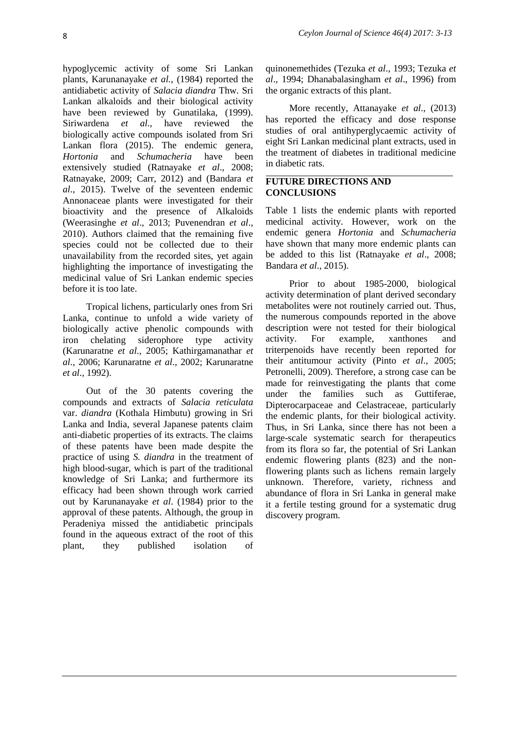hypoglycemic activity of some Sri Lankan plants, Karunanayake *et al.*, (1984) reported the antidiabetic activity of *Salacia diandra* Thw. Sri Lankan alkaloids and their biological activity have been reviewed by Gunatilaka, (1999). Siriwardena *et al*., have reviewed the biologically active compounds isolated from Sri Lankan flora (2015). The endemic genera, *Hortonia* and *Schumacheria* have been extensively studied (Ratnayake *et al*., 2008; Ratnayake, 2009; Carr, 2012) and (Bandara *et al*., 2015). Twelve of the seventeen endemic Annonaceae plants were investigated for their bioactivity and the presence of Alkaloids (Weerasinghe *et al*., 2013; Puvenendran *et al*., 2010). Authors claimed that the remaining five species could not be collected due to their unavailability from the recorded sites, yet again highlighting the importance of investigating the medicinal value of Sri Lankan endemic species before it is too late.

Tropical lichens, particularly ones from Sri Lanka, continue to unfold a wide variety of biologically active phenolic compounds with iron chelating siderophore type activity (Karunaratne *et al*., 2005; Kathirgamanathar *et al*., 2006; Karunaratne *et al*., 2002; Karunaratne *et al*., 1992).

Out of the 30 patents covering the compounds and extracts of *Salacia reticulata* var. *diandra* (Kothala Himbutu) growing in Sri Lanka and India, several Japanese patents claim anti-diabetic properties of its extracts. The claims of these patents have been made despite the practice of using *S. diandra* in the treatment of high blood-sugar, which is part of the traditional knowledge of Sri Lanka; and furthermore its efficacy had been shown through work carried out by Karunanayake *et al*. (1984) prior to the approval of these patents. Although, the group in Peradeniya missed the antidiabetic principals found in the aqueous extract of the root of this plant, they published isolation of quinonemethides (Tezuka *et al*., 1993; Tezuka *et al*., 1994; Dhanabalasingham *et al*., 1996) from the organic extracts of this plant.

More recently, Attanayake *et al*., (2013) has reported the efficacy and dose response studies of oral antihyperglycaemic activity of eight Sri Lankan medicinal plant extracts, used in the treatment of diabetes in traditional medicine in diabetic rats.

## FUTURE DIRECTIONS AND CONCLUSIONS

Table 1 lists the endemic plants with reported medicinal activity. However, work on the endemic genera *Hortonia* and *Schumacheria* have shown that many more endemic plants can be added to this list (Ratnayake *et al*., 2008; Bandara *et al*., 2015).

Prior to about 1985-2000, biological activity determination of plant derived secondary metabolites were not routinely carried out. Thus, the numerous compounds reported in the above description were not tested for their biological activity. For example, xanthones and triterpenoids have recently been reported for their antitumour activity (Pinto *et al*., 2005; Petronelli, 2009). Therefore, a strong case can be made for reinvestigating the plants that come under the families such as Guttiferae, Dipterocarpaceae and Celastraceae, particularly the endemic plants, for their biological activity. Thus, in Sri Lanka, since there has not been a large-scale systematic search for therapeutics from its flora so far, the potential of Sri Lankan endemic flowering plants (823) and the non-flowering plants such as lichens remain largely unknown. Therefore, variety, richness and abundance of flora in Sri Lanka in general make it a fertile testing ground for a systematic drug discovery program.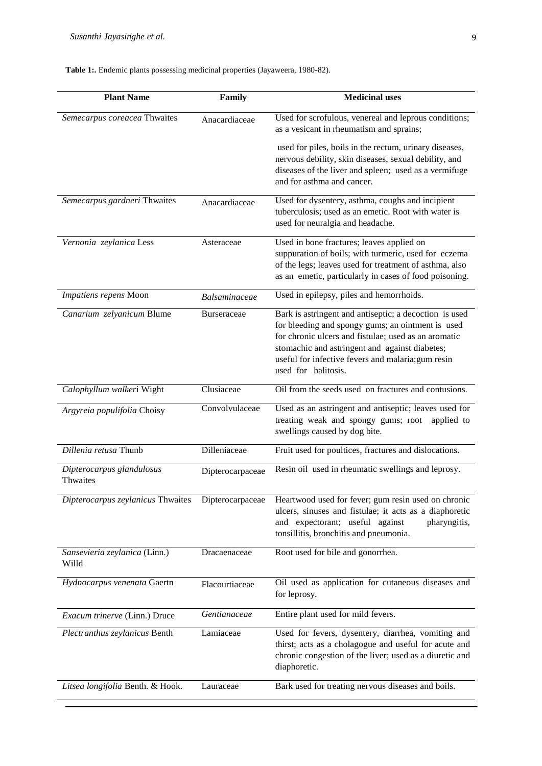**Table 1:.** Endemic plants possessing medicinal properties (Jayaweera, 1980-82).

| Plant Name | Family | Medicinal uses |
|---|---|---|
| *Semecarpus coreacea* Thwaites | Anacardiaceae | Used for scrofulous, venereal and leprous conditions; as a vesicant in rheumatism and sprains; used for piles, boils in the rectum, urinary diseases, nervous debility, skin diseases, sexual debility, and diseases of the liver and spleen; used as a vermifuge and for asthma and cancer. |
| *Semecarpus gardneri* Thwaites | Anacardiaceae | Used for dysentery, asthma, coughs and incipient tuberculosis; used as an emetic. Root with water is used for neuralgia and headache. |
| *Vernonia zeylanica* Less | Asteraceae | Used in bone fractures; leaves applied on suppuration of boils; with turmeric, used for eczema of the legs; leaves used for treatment of asthma, also as an emetic, particularly in cases of food poisoning. |
| *Impatiens repens* Moon | *Balsaminaceae* | Used in epilepsy, piles and hemorrhoids. |
| *Canarium zelyanicum* Blume | Burseraceae | Bark is astringent and antiseptic; a decoction is used for bleeding and spongy gums; an ointment is used for chronic ulcers and fistulae; used as an aromatic stomachic and astringent and against diabetes; useful for infective fevers and malaria;gum resin used for halitosis. |
| *Calophyllum walkeri* Wight | Clusiaceae | Oil from the seeds used on fractures and contusions. |
| *Argyreia populifolia* Choisy | Convolvulaceae | Used as an astringent and antiseptic; leaves used for treating weak and spongy gums; root applied to swellings caused by dog bite. |
| *Dillenia retusa* Thunb | Dilleniaceae | Fruit used for poultices, fractures and dislocations. |
| *Dipterocarpus glandulosus* Thwaites | Dipterocarpaceae | Resin oil used in rheumatic swellings and leprosy. |
| *Dipterocarpus zeylanicus* Thwaites | Dipterocarpaceae | Heartwood used for fever; gum resin used on chronic ulcers, sinuses and fistulae; it acts as a diaphoretic and expectorant; useful against pharyngitis, tonsillitis, bronchitis and pneumonia. |
| *Sansevieria zeylanica* (Linn.) Willd | Dracaenaceae | Root used for bile and gonorrhea. |
| *Hydnocarpus venenata* Gaertn | Flacourtiaceae | Oil used as application for cutaneous diseases and for leprosy. |
| *Exacum trinerve* (Linn.) Druce | *Gentianaceae* | Entire plant used for mild fevers. |
| *Plectranthus zeylanicus* Benth | Lamiaceae | Used for fevers, dysentery, diarrhea, vomiting and thirst; acts as a cholagogue and useful for acute and chronic congestion of the liver; used as a diuretic and diaphoretic. |
| *Litsea longifolia* Benth. & Hook. | Lauraceae | Bark used for treating nervous diseases and boils. |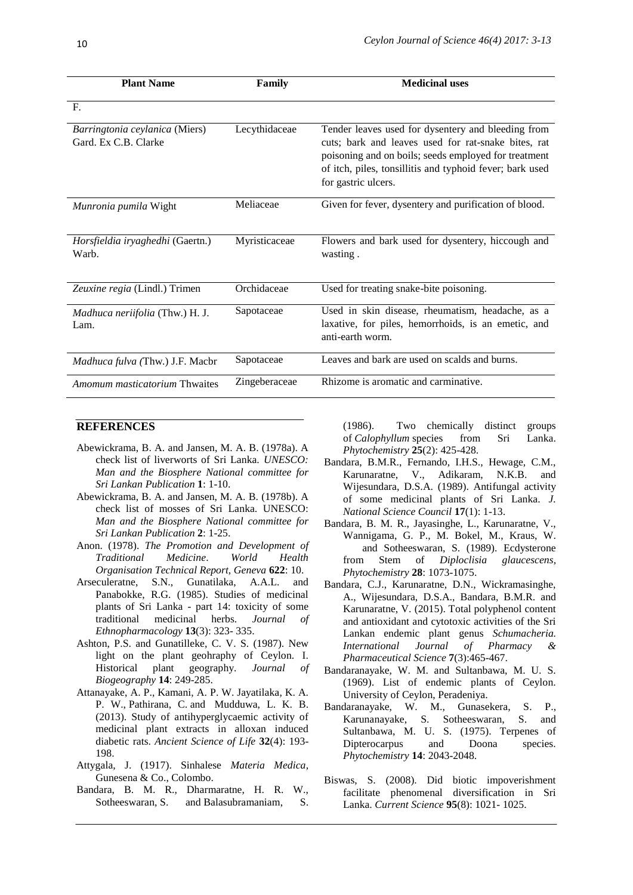| Plant Name | Family | Medicinal uses |
|---|---|---|
| F. | | |
| *Barringtonia ceylanica* (Miers) Gard. Ex C.B. Clarke | Lecythidaceae | Tender leaves used for dysentery and bleeding from cuts; bark and leaves used for rat-snake bites, rat poisoning and on boils; seeds employed for treatment of itch, piles, tonsillitis and typhoid fever; bark used for gastric ulcers. |
| *Munronia pumila* Wight | Meliaceae | Given for fever, dysentery and purification of blood. |
| *Horsfieldia iryaghedhi* (Gaertn.) Warb. | Myristicaceae | Flowers and bark used for dysentery, hiccough and wasting . |
| *Zeuxine regia* (Lindl.) Trimen | Orchidaceae | Used for treating snake-bite poisoning. |
| *Madhuca neriifolia* (Thw.) H. J. Lam. | Sapotaceae | Used in skin disease, rheumatism, headache, as a laxative, for piles, hemorrhoids, is an emetic, and anti-earth worm. |
| *Madhuca fulva (*Thw.) J.F. Macbr | Sapotaceae | Leaves and bark are used on scalds and burns. |
| *Amomum masticatorium* Thwaites | Zingeberaceae | Rhizome is aromatic and carminative. |

## REFERENCES

Abewickrama, B. A. and Jansen, M. A. B. (1978a). A check list of liverworts of Sri Lanka. *UNESCO: Man and the Biosphere National committee for Sri Lankan Publication* **1**: 1-10.

Abewickrama, B. A. and Jansen, M. A. B. (1978b). A check list of mosses of Sri Lanka. UNESCO: *Man and the Biosphere National committee for Sri Lankan Publication* **2**: 1-25.

Anon. (1978). *The Promotion and Development of Traditional Medicine*. *World Health Organisation Technical Report, Geneva* **622**: 10.

Arseculeratne, S.N., Gunatilaka, A.A.L. and Panabokke, R.G. (1985). Studies of medicinal plants of Sri Lanka - part 14: toxicity of some traditional medicinal herbs. *Journal of Ethnopharmacology* **13**(3): 323- 335.

Ashton, P.S. and Gunatilleke, C. V. S. (1987). New light on the plant geohraphy of Ceylon. I. Historical plant geography. *Journal of Biogeography* **14**: 249-285.

Attanayake, A. P., Kamani, A. P. W. Jayatilaka, K. A. P. W., Pathirana, C. and Mudduwa, L. K. B. (2013). Study of antihyperglycaemic activity of medicinal plant extracts in alloxan induced diabetic rats. *Ancient Science of Life* **32**(4): 193-198.

Attygala, J. (1917). Sinhalese *Materia Medica*, Gunesena & Co., Colombo.

Bandara, B. M. R., Dharmaratne, H. R. W., Sotheeswaran, S. and Balasubramaniam, S. (1986). Two chemically distinct groups of *Calophyllum* species from Sri Lanka. *Phytochemistry* **25**(2): 425-428.

Bandara, B.M.R., Fernando, I.H.S., Hewage, C.M., Karunaratne, V., Adikaram, N.K.B. and Wijesundara, D.S.A. (1989). Antifungal activity of some medicinal plants of Sri Lanka. *J. National Science Council* **17**(1): 1-13.

Bandara, B. M. R., Jayasinghe, L., Karunaratne, V., Wannigama, G. P., M. Bokel, M., Kraus, W. and Sotheeswaran, S. (1989). Ecdysterone from Stem of *Diploclisia glaucescens*, *Phytochemistry* **28**: 1073-1075.

Bandara, C.J., Karunaratne, D.N., Wickramasinghe, A., Wijesundara, D.S.A., Bandara, B.M.R. and Karunaratne, V. (2015). Total polyphenol content and antioxidant and cytotoxic activities of the Sri Lankan endemic plant genus *Schumacheria. International Journal of Pharmacy & Pharmaceutical Science* **7**(3):465-467.

Bandaranayake, W. M. and Sultanbawa, M. U. S. (1969). List of endemic plants of Ceylon. University of Ceylon, Peradeniya.

Bandaranayake, W. M., Gunasekera, S. P., Karunanayake, S. Sotheeswaran, S. and Sultanbawa, M. U. S. (1975). Terpenes of Dipterocarpus and Doona species. *Phytochemistry* **14**: 2043-2048.

Biswas, S. (2008). Did biotic impoverishment facilitate phenomenal diversification in Sri Lanka. *Current Science* **95**(8): 1021- 1025.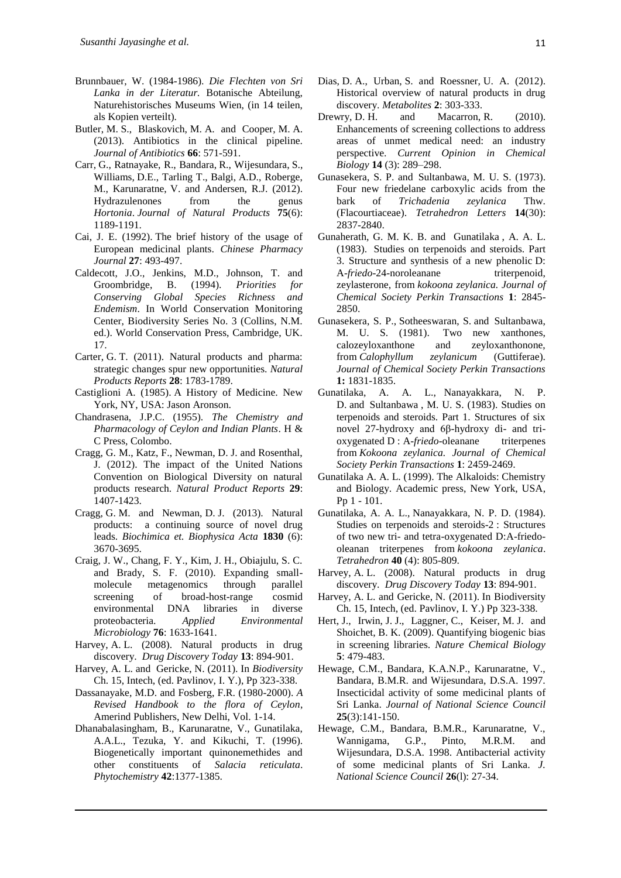Brunnbauer, W. (1984-1986). *Die Flechten von Sri Lanka in der Literatur.* Botanische Abteilung, Naturehistorisches Museums Wien, (in 14 teilen, als Kopien verteilt).

Butler, M. S., Blaskovich, M. A. and Cooper, M. A. (2013). Antibiotics in the clinical pipeline. *Journal of Antibiotics* **66**: 571-591.

Carr, G., Ratnayake, R., Bandara, R., Wijesundara, S., Williams, D.E., Tarling T., Balgi, A.D., Roberge, M., Karunaratne, V. and Andersen, R.J. (2012). Hydrazulenones from the genus *Hortonia*. *Journal of Natural Products* **75**(6): 1189-1191.

Cai, J. E. (1992). The brief history of the usage of European medicinal plants. *Chinese Pharmacy Journal* **27**: 493-497.

Caldecott, J.O., Jenkins, M.D., Johnson, T. and Groombridge, B. (1994). *Priorities for Conserving Global Species Richness and Endemism*. In World Conservation Monitoring Center, Biodiversity Series No. 3 (Collins, N.M. ed.). World Conservation Press, Cambridge, UK. 17.

Carter, G. T. (2011). Natural products and pharma: strategic changes spur new opportunities. *Natural Products Reports* **28**: 1783-1789.

Castiglioni A. (1985). A History of Medicine. New York, NY, USA: Jason Aronson.

Chandrasena, J.P.C. (1955). *The Chemistry and Pharmacology of Ceylon and Indian Plants*. H & C Press, Colombo.

Cragg, G. M., Katz, F., Newman, D. J. and Rosenthal, J. (2012). The impact of the United Nations Convention on Biological Diversity on natural products research. *Natural Product Reports* **29**: 1407-1423.

Cragg, G. M. and Newman, D. J. (2013). Natural products: a continuing source of novel drug leads. *Biochimica et. Biophysica Acta* **1830** (6): 3670-3695.

Craig, J. W., Chang, F. Y., Kim, J. H., Obiajulu, S. C. and Brady, S. F. (2010). Expanding small-molecule metagenomics through parallel screening of broad-host-range cosmid environmental DNA libraries in diverse proteobacteria. *Applied Environmental Microbiology* **76**: 1633-1641.

Harvey, A. L. (2008). Natural products in drug discovery. *Drug Discovery Today* **13**: 894-901.

Harvey, A. L. and Gericke, N. (2011). In *Biodiversity* Ch. 15, Intech, (ed. Pavlinov, I. Y.), Pp 323-338.

Dassanayake, M.D. and Fosberg, F.R. (1980-2000). *A Revised Handbook to the flora of Ceylon*, Amerind Publishers, New Delhi, Vol. 1-14.

Dhanabalasingham, B., Karunaratne, V., Gunatilaka, A.A.L., Tezuka, Y. and Kikuchi, T. (1996). Biogenetically important quinonemethides and other constituents of *Salacia reticulata*. *Phytochemistry* **42**:1377-1385.

Dias, D. A., Urban, S. and Roessner, U. A. (2012). Historical overview of natural products in drug discovery. *Metabolites* **2**: 303-333.

Drewry, D. H. and Macarron, R. (2010). Enhancements of screening collections to address areas of unmet medical need: an industry perspective. *Current Opinion in Chemical Biology* **14** (3): 289–298.

Gunasekera, S. P. and Sultanbawa, M. U. S. (1973). Four new friedelane carboxylic acids from the bark of *Trichadenia zeylanica* Thw. (Flacourtiaceae). *Tetrahedron Letters* **14**(30): 2837-2840.

Gunaherath, G. M. K. B. and Gunatilaka , A. A. L. (1983). Studies on terpenoids and steroids. Part 3. Structure and synthesis of a new phenolic D: A-*friedo*-24-noroleanane triterpenoid, zeylasterone, from *kokoona zeylanica. Journal of Chemical Society Perkin Transactions* **1**: 2845-2850.

Gunasekera, S. P., Sotheeswaran, S. and Sultanbawa, M. U. S. (1981). Two new xanthones, calozeyloxanthone and zeyloxanthonone, from *Calophyllum zeylanicum* (Guttiferae). *Journal of Chemical Society Perkin Transactions* **1:** 1831-1835.

Gunatilaka, A. A. L., Nanayakkara, N. P. D. and Sultanbawa , M. U. S. (1983). Studies on terpenoids and steroids. Part 1. Structures of six novel 27-hydroxy and 6β-hydroxy di- and tri-oxygenated D : A-*friedo*-oleanane triterpenes from *Kokoona zeylanica. Journal of Chemical Society Perkin Transactions* **1**: 2459-2469.

Gunatilaka A. A. L. (1999). The Alkaloids: Chemistry and Biology. Academic press, New York, USA, Pp 1 - 101.

Gunatilaka, A. A. L., Nanayakkara, N. P. D. (1984). Studies on terpenoids and steroids-2 : Structures of two new tri- and tetra-oxygenated D:A-friedo-oleanan triterpenes from *kokoona zeylanica*. *Tetrahedron* **40** (4): 805-809.

Harvey, A. L. (2008). Natural products in drug discovery. *Drug Discovery Today* **13**: 894-901.

Harvey, A. L. and Gericke, N. (2011). In Biodiversity Ch. 15, Intech, (ed. Pavlinov, I. Y.) Pp 323-338.

Hert, J., Irwin, J. J., Laggner, C., Keiser, M. J. and Shoichet, B. K. (2009). Quantifying biogenic bias in screening libraries. *Nature Chemical Biology* **5**: 479-483.

Hewage, C.M., Bandara, K.A.N.P., Karunaratne, V., Bandara, B.M.R. and Wijesundara, D.S.A. 1997. Insecticidal activity of some medicinal plants of Sri Lanka. *Journal of National Science Council* **25**(3):141-150.

Hewage, C.M., Bandara, B.M.R., Karunaratne, V., Wannigama, G.P., Pinto, M.R.M. and Wijesundara, D.S.A. 1998. Antibacterial activity of some medicinal plants of Sri Lanka. *J. National Science Council* **26**(l): 27-34.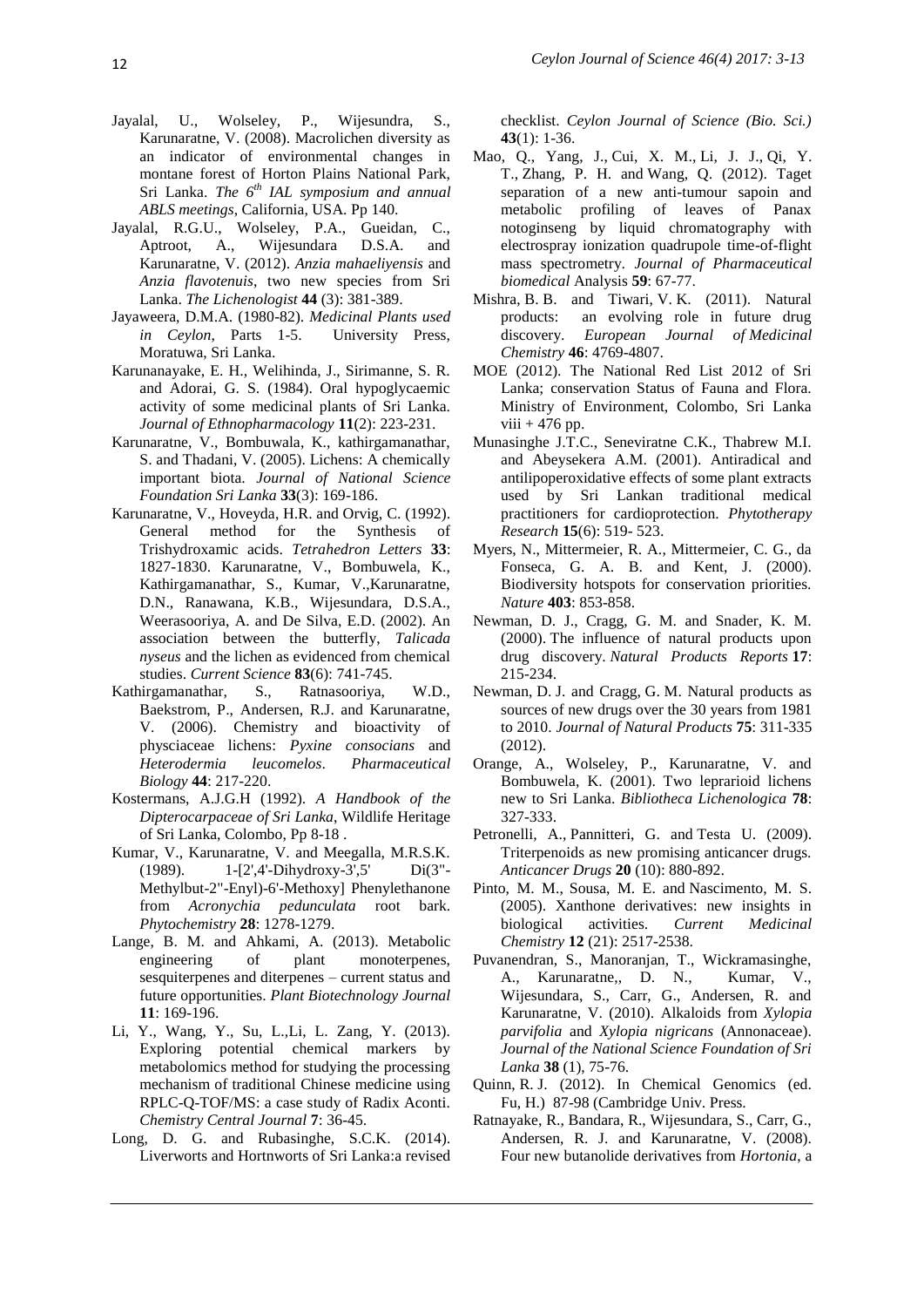Jayalal, U., Wolseley, P., Wijesundra, S., Karunaratne, V. (2008). Macrolichen diversity as an indicator of environmental changes in montane forest of Horton Plains National Park, Sri Lanka. *The 6$^{th}$ IAL symposium and annual ABLS meetings*, California, USA. Pp 140.

Jayalal, R.G.U., Wolseley, P.A., Gueidan, C., Aptroot, A., Wijesundara D.S.A. and Karunaratne, V. (2012). *Anzia mahaeliyensis* and *Anzia flavotenuis*, two new species from Sri Lanka. *The Lichenologist* **44** (3): 381-389.

Jayaweera, D.M.A. (1980-82). *Medicinal Plants used in Ceylon*, Parts 1-5. University Press, Moratuwa, Sri Lanka.

Karunanayake, E. H., Welihinda, J., Sirimanne, S. R. and Adorai, G. S. (1984). Oral hypoglycaemic activity of some medicinal plants of Sri Lanka. *Journal of Ethnopharmacology* **11**(2): 223-231.

Karunaratne, V., Bombuwala, K., kathirgamanathar, S. and Thadani, V. (2005). Lichens: A chemically important biota. *Journal of National Science Foundation Sri Lanka* **33**(3): 169-186.

Karunaratne, V., Hoveyda, H.R. and Orvig, C. (1992). General method for the Synthesis of Trishydroxamic acids. *Tetrahedron Letters* **33**: 1827-1830. Karunaratne, V., Bombuwela, K., Kathirgamanathar, S., Kumar, V.,Karunaratne, D.N., Ranawana, K.B., Wijesundara, D.S.A., Weerasooriya, A. and De Silva, E.D. (2002). An association between the butterfly, *Talicada nyseus* and the lichen as evidenced from chemical studies. *Current Science* **83**(6): 741-745.

Kathirgamanathar, S., Ratnasooriya, W.D., Baekstrom, P., Andersen, R.J. and Karunaratne, V. (2006). Chemistry and bioactivity of physciaceae lichens: *Pyxine consocians* and *Heterodermia leucomelos*. *Pharmaceutical Biology* **44**: 217-220.

Kostermans, A.J.G.H (1992). *A Handbook of the Dipterocarpaceae of Sri Lanka*, Wildlife Heritage of Sri Lanka, Colombo, Pp 8-18 .

Kumar, V., Karunaratne, V. and Meegalla, M.R.S.K. (1989). 1-[2',4'-Dihydroxy-3',5' Di(3"-Methylbut-2"-Enyl)-6'-Methoxy] Phenylethanone from *Acronychia pedunculata* root bark. *Phytochemistry* **28**: 1278-1279.

Lange, B. M. and Ahkami, A. (2013). Metabolic engineering of plant monoterpenes, sesquiterpenes and diterpenes – current status and future opportunities. *Plant Biotechnology Journal* **11**: 169-196.

Li, Y., Wang, Y., Su, L.,Li, L. Zang, Y. (2013). Exploring potential chemical markers by metabolomics method for studying the processing mechanism of traditional Chinese medicine using RPLC-Q-TOF/MS: a case study of Radix Aconti. *Chemistry Central Journal* **7**: 36-45.

Long, D. G. and Rubasinghe, S.C.K. (2014). Liverworts and Hortnworts of Sri Lanka:a revised checklist. *Ceylon Journal of Science (Bio. Sci.)* **43**(1): 1-36.

Mao, Q., Yang, J., Cui, X. M., Li, J. J., Qi, Y. T., Zhang, P. H. and Wang, Q. (2012). Taget separation of a new anti-tumour sapoin and metabolic profiling of leaves of Panax notoginseng by liquid chromatography with electrospray ionization quadrupole time-of-flight mass spectrometry. *Journal of Pharmaceutical biomedical* Analysis **59**: 67-77.

Mishra, B. B. and Tiwari, V. K. (2011). Natural products: an evolving role in future drug discovery. *European Journal of Medicinal Chemistry* **46**: 4769-4807.

MOE (2012). The National Red List 2012 of Sri Lanka; conservation Status of Fauna and Flora. Ministry of Environment, Colombo, Sri Lanka viii + 476 pp.

Munasinghe J.T.C., Seneviratne C.K., Thabrew M.I. and Abeysekera A.M. (2001). Antiradical and antilipoperoxidative effects of some plant extracts used by Sri Lankan traditional medical practitioners for cardioprotection. *Phytotherapy Research* **15**(6): 519- 523.

Myers, N., Mittermeier, R. A., Mittermeier, C. G., da Fonseca, G. A. B. and Kent, J. (2000). Biodiversity hotspots for conservation priorities. *Nature* **403**: 853-858.

Newman, D. J., Cragg, G. M. and Snader, K. M. (2000). The influence of natural products upon drug discovery. *Natural Products Reports* **17**: 215-234.

Newman, D. J. and Cragg, G. M. Natural products as sources of new drugs over the 30 years from 1981 to 2010. *Journal of Natural Products* **75**: 311-335 (2012).

Orange, A., Wolseley, P., Karunaratne, V. and Bombuwela, K. (2001). Two leprarioid lichens new to Sri Lanka. *Bibliotheca Lichenologica* **78**: 327-333.

Petronelli, A., Pannitteri, G. and Testa U. (2009). Triterpenoids as new promising anticancer drugs. *Anticancer Drugs* **20** (10): 880-892.

Pinto, M. M., Sousa, M. E. and Nascimento, M. S. (2005). Xanthone derivatives: new insights in biological activities. *Current Medicinal Chemistry* **12** (21): 2517-2538.

Puvanendran, S., Manoranjan, T., Wickramasinghe, A., Karunaratne,, D. N., Kumar, V., Wijesundara, S., Carr, G., Andersen, R. and Karunaratne, V. (2010). Alkaloids from *Xylopia parvifolia* and *Xylopia nigricans* (Annonaceae). *Journal of the National Science Foundation of Sri Lanka* **38** (1), 75-76.

Quinn, R. J. (2012). In Chemical Genomics (ed. Fu, H.) 87-98 (Cambridge Univ. Press.

Ratnayake, R., Bandara, R., Wijesundara, S., Carr, G., Andersen, R. J. and Karunaratne, V. (2008). Four new butanolide derivatives from *Hortonia*, a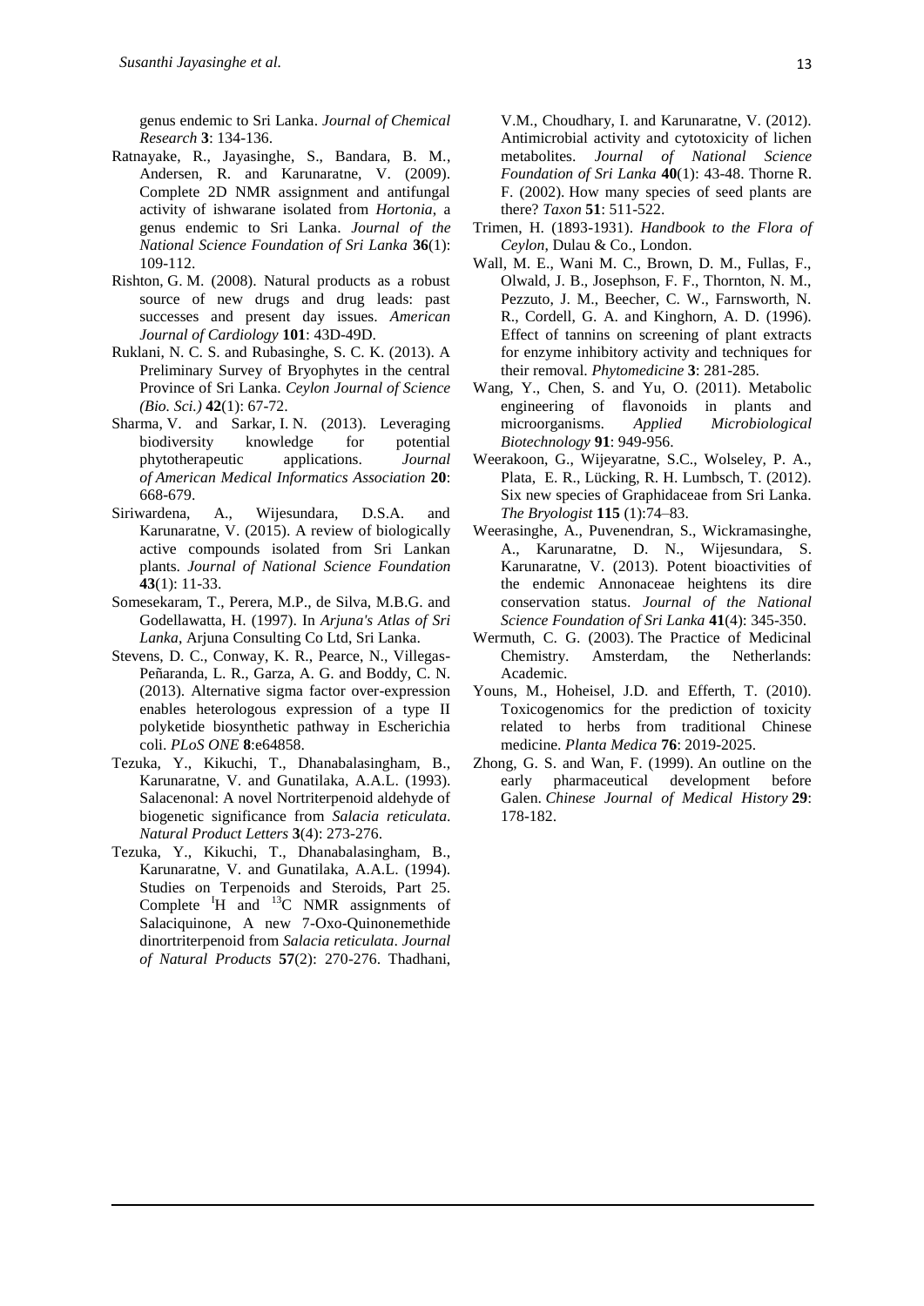genus endemic to Sri Lanka. *Journal of Chemical Research* **3**: 134-136.

Ratnayake, R., Jayasinghe, S., Bandara, B. M., Andersen, R. and Karunaratne, V. (2009). Complete 2D NMR assignment and antifungal activity of ishwarane isolated from *Hortonia*, a genus endemic to Sri Lanka. *Journal of the National Science Foundation of Sri Lanka* **36**(1): 109-112.

Rishton, G. M. (2008). Natural products as a robust source of new drugs and drug leads: past successes and present day issues. *American Journal of Cardiology* **101**: 43D-49D.

Ruklani, N. C. S. and Rubasinghe, S. C. K. (2013). A Preliminary Survey of Bryophytes in the central Province of Sri Lanka. *Ceylon Journal of Science (Bio. Sci.)* **42**(1): 67-72.

Sharma, V. and Sarkar, I. N. (2013). Leveraging biodiversity knowledge for potential phytotherapeutic applications. *Journal of American Medical Informatics Association* **20**: 668-679.

Siriwardena, A., Wijesundara, D.S.A. and Karunaratne, V. (2015). A review of biologically active compounds isolated from Sri Lankan plants. *Journal of National Science Foundation* **43**(1): 11-33.

Somesekaram, T., Perera, M.P., de Silva, M.B.G. and Godellawatta, H. (1997). In *Arjuna's Atlas of Sri Lanka*, Arjuna Consulting Co Ltd, Sri Lanka.

Stevens, D. C., Conway, K. R., Pearce, N., Villegas-Peñaranda, L. R., Garza, A. G. and Boddy, C. N. (2013). Alternative sigma factor over-expression enables heterologous expression of a type II polyketide biosynthetic pathway in Escherichia coli. *PLoS ONE* **8**:e64858.

Tezuka, Y., Kikuchi, T., Dhanabalasingham, B., Karunaratne, V. and Gunatilaka, A.A.L. (1993). Salacenonal: A novel Nortriterpenoid aldehyde of biogenetic significance from *Salacia reticulata*. *Natural Product Letters* **3**(4): 273-276.

Tezuka, Y., Kikuchi, T., Dhanabalasingham, B., Karunaratne, V. and Gunatilaka, A.A.L. (1994). Studies on Terpenoids and Steroids, Part 25. Complete $^{1}$H and $^{13}$C NMR assignments of Salaciquinone, A new 7-Oxo-Quinonemethide dinortriterpenoid from *Salacia reticulata*. *Journal of Natural Products* **57**(2): 270-276. Thadhani, V.M., Choudhary, I. and Karunaratne, V. (2012). Antimicrobial activity and cytotoxicity of lichen metabolites. *Journal of National Science Foundation of Sri Lanka* **40**(1): 43-48. Thorne R. F. (2002). How many species of seed plants are there? *Taxon* **51**: 511-522.

Trimen, H. (1893-1931). *Handbook to the Flora of Ceylon*, Dulau & Co., London.

Wall, M. E., Wani M. C., Brown, D. M., Fullas, F., Olwald, J. B., Josephson, F. F., Thornton, N. M., Pezzuto, J. M., Beecher, C. W., Farnsworth, N. R., Cordell, G. A. and Kinghorn, A. D. (1996). Effect of tannins on screening of plant extracts for enzyme inhibitory activity and techniques for their removal. *Phytomedicine* **3**: 281-285.

Wang, Y., Chen, S. and Yu, O. (2011). Metabolic engineering of flavonoids in plants and microorganisms. *Applied Microbiological Biotechnology* **91**: 949-956.

Weerakoon, G., Wijeyaratne, S.C., Wolseley, P. A., Plata, E. R., Lücking, R. H. Lumbsch, T. (2012). Six new species of Graphidaceae from Sri Lanka. *The Bryologist* **115** (1):74–83.

Weerasinghe, A., Puvenendran, S., Wickramasinghe, A., Karunaratne, D. N., Wijesundara, S. Karunaratne, V. (2013). Potent bioactivities of the endemic Annonaceae heightens its dire conservation status. *Journal of the National Science Foundation of Sri Lanka* **41**(4): 345-350.

Wermuth, C. G. (2003). The Practice of Medicinal Chemistry. Amsterdam, the Netherlands: Academic.

Youns, M., Hoheisel, J.D. and Efferth, T. (2010). Toxicogenomics for the prediction of toxicity related to herbs from traditional Chinese medicine. *Planta Medica* **76**: 2019-2025.

Zhong, G. S. and Wan, F. (1999). An outline on the early pharmaceutical development before Galen. *Chinese Journal of Medical History* **29**: 178-182.